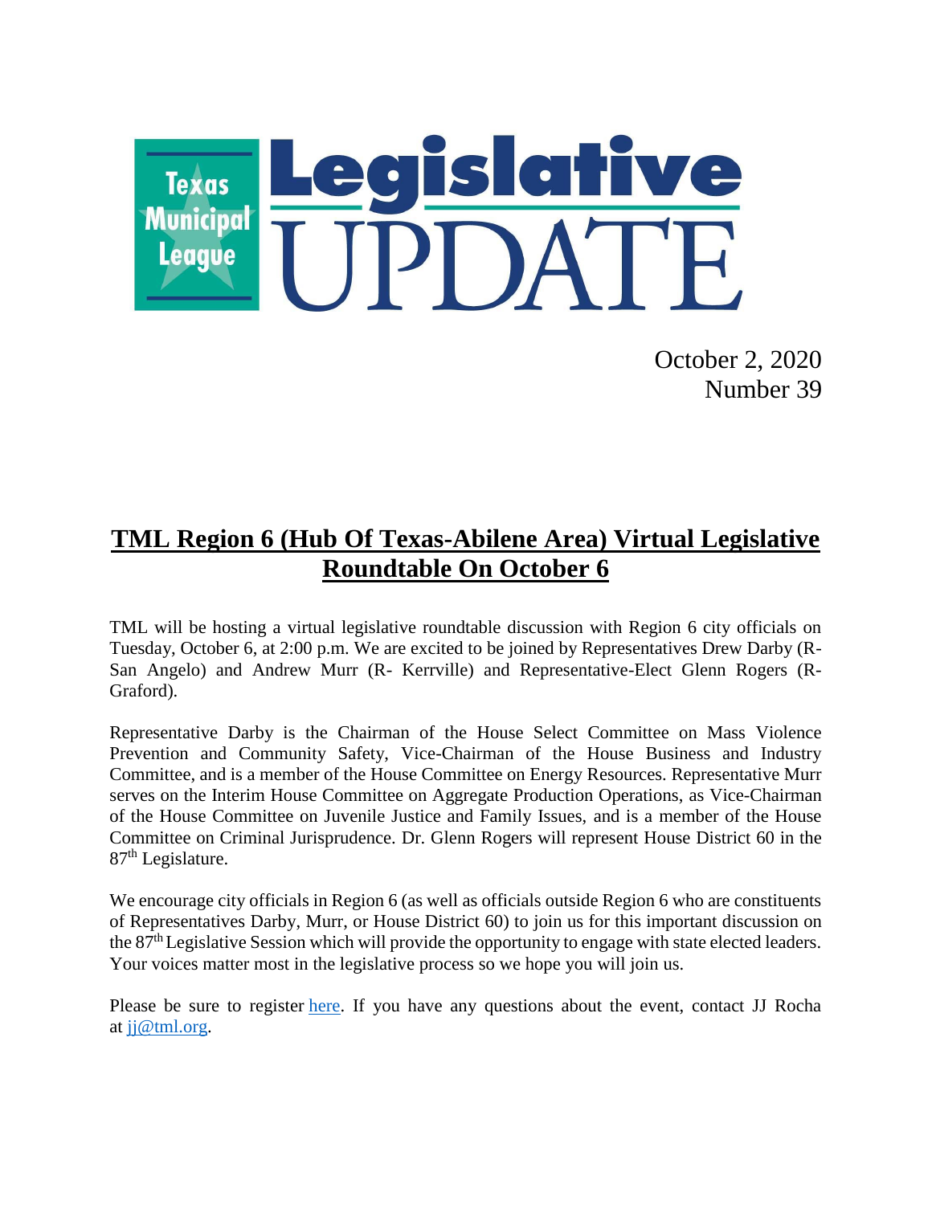# Texas Municipal League Legislative UPDATE

October 2, 2020
Number 39

## TML Region 6 (Hub Of Texas-Abilene Area) Virtual Legislative Roundtable On October 6

TML will be hosting a virtual legislative roundtable discussion with Region 6 city officials on Tuesday, October 6, at 2:00 p.m. We are excited to be joined by Representatives Drew Darby (R-San Angelo) and Andrew Murr (R- Kerrville) and Representative-Elect Glenn Rogers (R-Graford).

Representative Darby is the Chairman of the House Select Committee on Mass Violence Prevention and Community Safety, Vice-Chairman of the House Business and Industry Committee, and is a member of the House Committee on Energy Resources. Representative Murr serves on the Interim House Committee on Aggregate Production Operations, as Vice-Chairman of the House Committee on Juvenile Justice and Family Issues, and is a member of the House Committee on Criminal Jurisprudence. Dr. Glenn Rogers will represent House District 60 in the 87th Legislature.

We encourage city officials in Region 6 (as well as officials outside Region 6 who are constituents of Representatives Darby, Murr, or House District 60) to join us for this important discussion on the 87th Legislative Session which will provide the opportunity to engage with state elected leaders. Your voices matter most in the legislative process so we hope you will join us.

Please be sure to register here. If you have any questions about the event, contact JJ Rocha at jj@tml.org.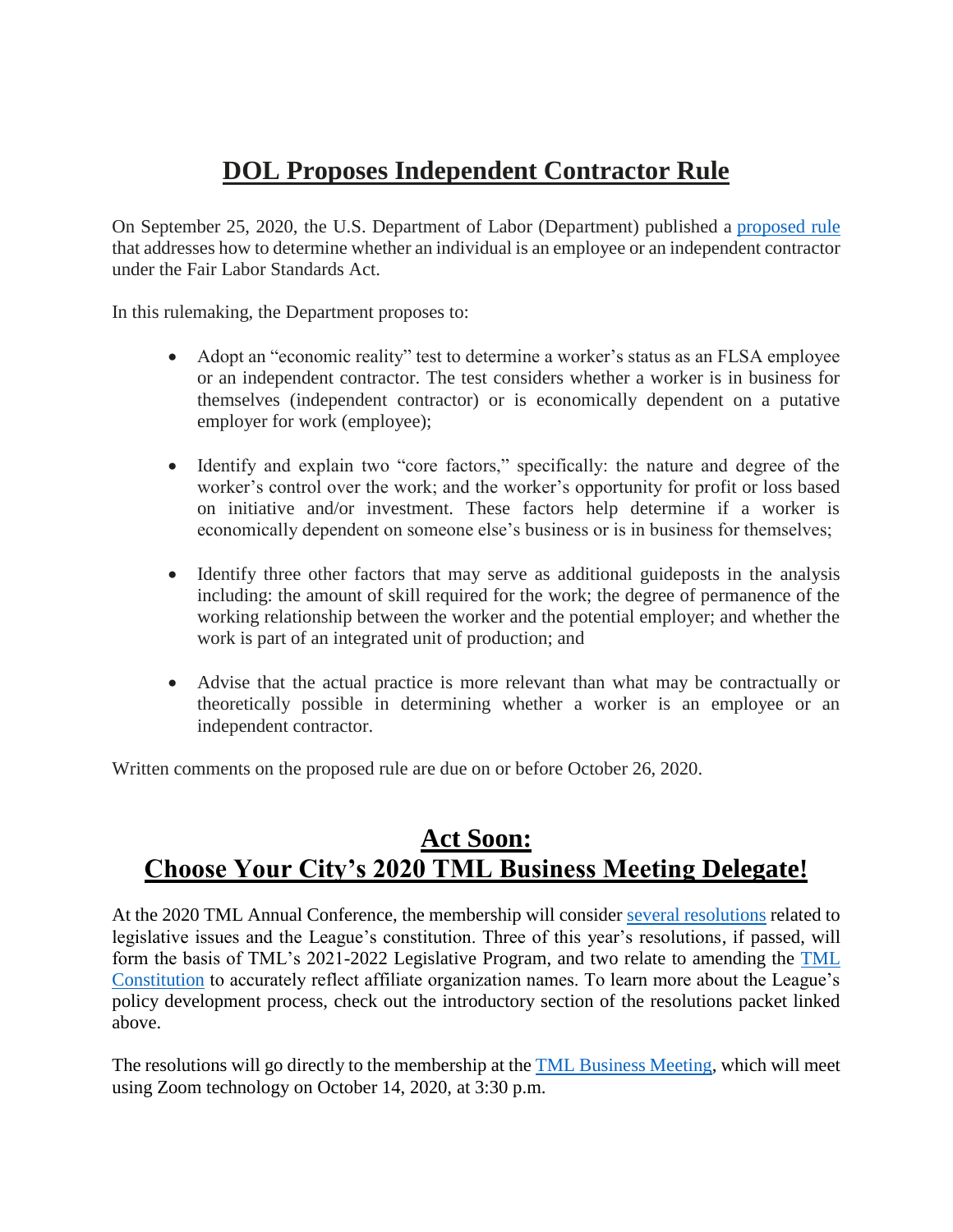# **DOL Proposes Independent Contractor Rule**

On September 25, 2020, the U.S. Department of Labor (Department) published a [proposed rule](#) that addresses how to determine whether an individual is an employee or an independent contractor under the Fair Labor Standards Act.

In this rulemaking, the Department proposes to:

- Adopt an "economic reality" test to determine a worker's status as an FLSA employee or an independent contractor. The test considers whether a worker is in business for themselves (independent contractor) or is economically dependent on a putative employer for work (employee);

- Identify and explain two "core factors," specifically: the nature and degree of the worker's control over the work; and the worker's opportunity for profit or loss based on initiative and/or investment. These factors help determine if a worker is economically dependent on someone else's business or is in business for themselves;

- Identify three other factors that may serve as additional guideposts in the analysis including: the amount of skill required for the work; the degree of permanence of the working relationship between the worker and the potential employer; and whether the work is part of an integrated unit of production; and

- Advise that the actual practice is more relevant than what may be contractually or theoretically possible in determining whether a worker is an employee or an independent contractor.

Written comments on the proposed rule are due on or before October 26, 2020.

# **Act Soon: Choose Your City's 2020 TML Business Meeting Delegate!**

At the 2020 TML Annual Conference, the membership will consider [several resolutions](#) related to legislative issues and the League's constitution. Three of this year's resolutions, if passed, will form the basis of TML's 2021-2022 Legislative Program, and two relate to amending the [TML Constitution](#) to accurately reflect affiliate organization names. To learn more about the League's policy development process, check out the introductory section of the resolutions packet linked above.

The resolutions will go directly to the membership at the [TML Business Meeting](#), which will meet using Zoom technology on October 14, 2020, at 3:30 p.m.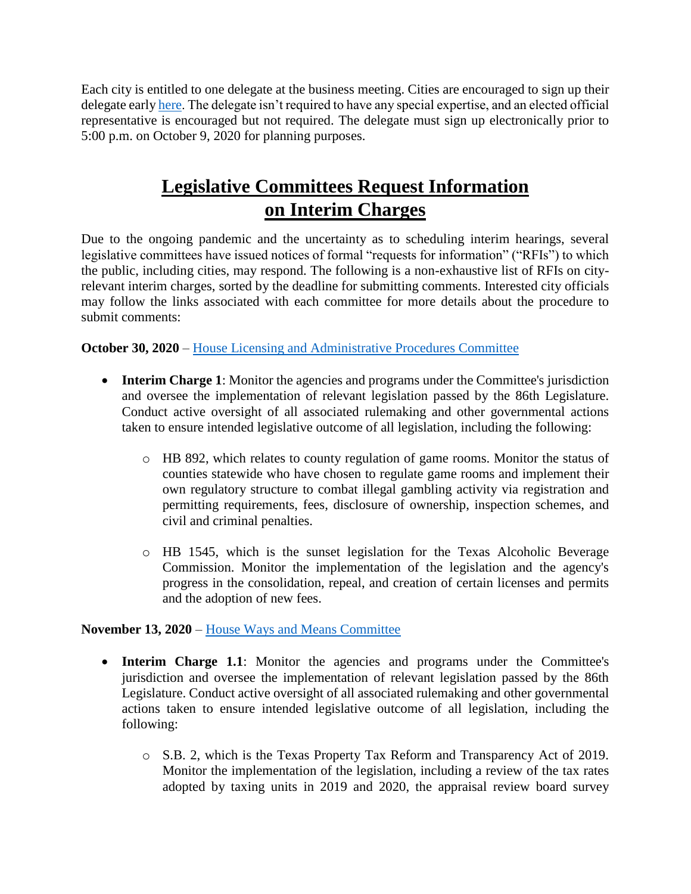Each city is entitled to one delegate at the business meeting. Cities are encouraged to sign up their delegate early [here](). The delegate isn't required to have any special expertise, and an elected official representative is encouraged but not required. The delegate must sign up electronically prior to 5:00 p.m. on October 9, 2020 for planning purposes.

## Legislative Committees Request Information on Interim Charges

Due to the ongoing pandemic and the uncertainty as to scheduling interim hearings, several legislative committees have issued notices of formal "requests for information" ("RFIs") to which the public, including cities, may respond. The following is a non-exhaustive list of RFIs on city-relevant interim charges, sorted by the deadline for submitting comments. Interested city officials may follow the links associated with each committee for more details about the procedure to submit comments:

**October 30, 2020** – House Licensing and Administrative Procedures Committee

- **Interim Charge 1**: Monitor the agencies and programs under the Committee's jurisdiction and oversee the implementation of relevant legislation passed by the 86th Legislature. Conduct active oversight of all associated rulemaking and other governmental actions taken to ensure intended legislative outcome of all legislation, including the following:
    - HB 892, which relates to county regulation of game rooms. Monitor the status of counties statewide who have chosen to regulate game rooms and implement their own regulatory structure to combat illegal gambling activity via registration and permitting requirements, fees, disclosure of ownership, inspection schemes, and civil and criminal penalties.
    - HB 1545, which is the sunset legislation for the Texas Alcoholic Beverage Commission. Monitor the implementation of the legislation and the agency's progress in the consolidation, repeal, and creation of certain licenses and permits and the adoption of new fees.

**November 13, 2020** – House Ways and Means Committee

- **Interim Charge 1.1**: Monitor the agencies and programs under the Committee's jurisdiction and oversee the implementation of relevant legislation passed by the 86th Legislature. Conduct active oversight of all associated rulemaking and other governmental actions taken to ensure intended legislative outcome of all legislation, including the following:
    - S.B. 2, which is the Texas Property Tax Reform and Transparency Act of 2019. Monitor the implementation of the legislation, including a review of the tax rates adopted by taxing units in 2019 and 2020, the appraisal review board survey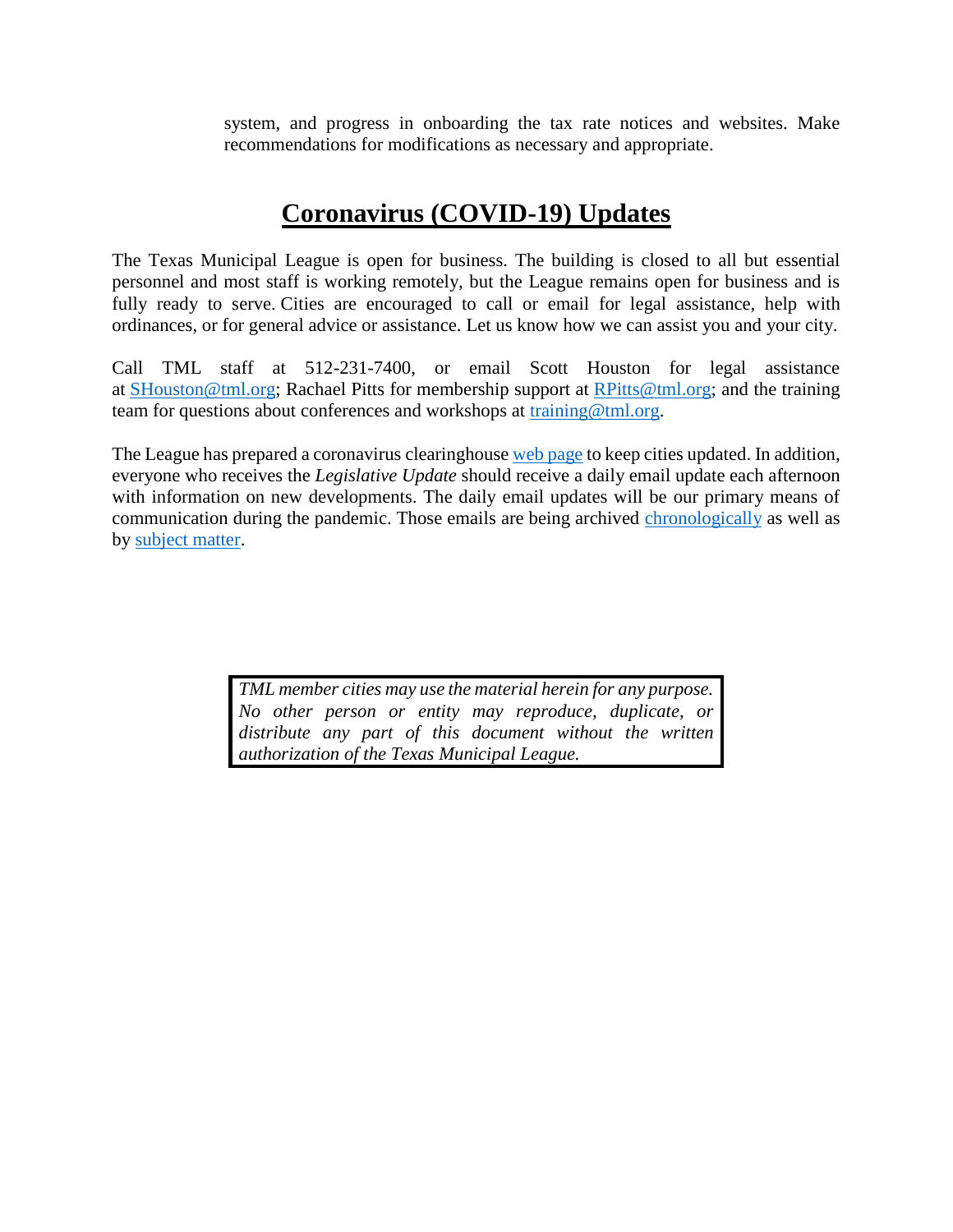system, and progress in onboarding the tax rate notices and websites. Make recommendations for modifications as necessary and appropriate.

## **Coronavirus (COVID-19) Updates**

The Texas Municipal League is open for business. The building is closed to all but essential personnel and most staff is working remotely, but the League remains open for business and is fully ready to serve. Cities are encouraged to call or email for legal assistance, help with ordinances, or for general advice or assistance. Let us know how we can assist you and your city.

Call TML staff at 512-231-7400, or email Scott Houston for legal assistance at SHouston@tml.org; Rachael Pitts for membership support at RPitts@tml.org; and the training team for questions about conferences and workshops at training@tml.org.

The League has prepared a coronavirus clearinghouse web page to keep cities updated. In addition, everyone who receives the *Legislative Update* should receive a daily email update each afternoon with information on new developments. The daily email updates will be our primary means of communication during the pandemic. Those emails are being archived chronologically as well as by subject matter.

*TML member cities may use the material herein for any purpose. No other person or entity may reproduce, duplicate, or distribute any part of this document without the written authorization of the Texas Municipal League.*